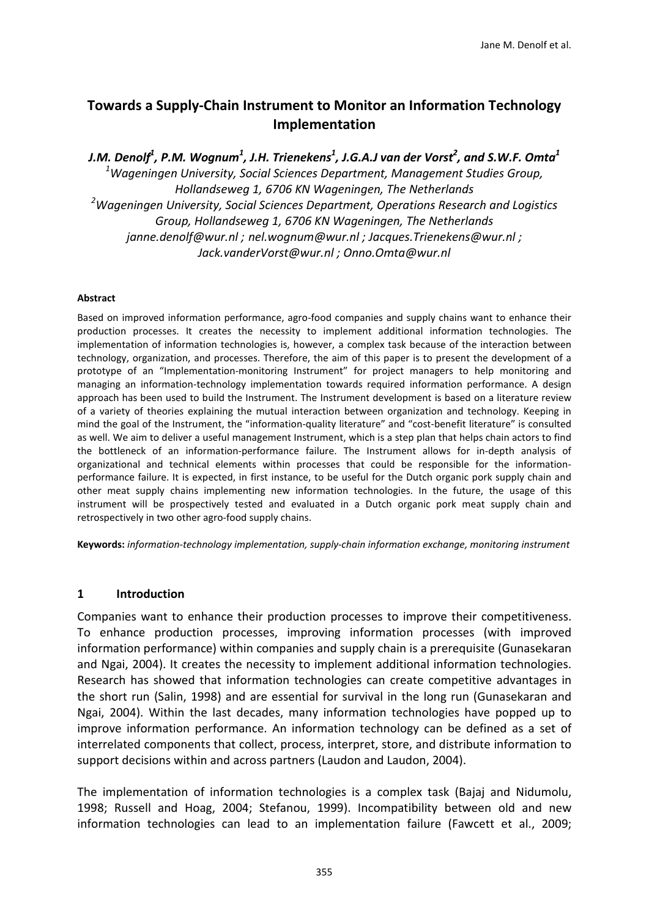# Towards a Supply-Chain Instrument to Monitor an Information Technology Implementation

***J.M. Denolf*[1]*, P.M. Wognum*[1]*, J.H. Trienekens*[1]*, J.G.A.J van der Vorst*[2]*, and S.W.F. Omta*[1]**

*[1]Wageningen University, Social Sciences Department, Management Studies Group, Hollandseweg 1, 6706 KN Wageningen, The Netherlands*

*[2]Wageningen University, Social Sciences Department, Operations Research and Logistics Group, Hollandseweg 1, 6706 KN Wageningen, The Netherlands*

*janne.denolf@wur.nl ; nel.wognum@wur.nl ; Jacques.Trienekens@wur.nl ; Jack.vanderVorst@wur.nl ; Onno.Omta@wur.nl*

#### Abstract

Based on improved information performance, agro-food companies and supply chains want to enhance their production processes. It creates the necessity to implement additional information technologies. The implementation of information technologies is, however, a complex task because of the interaction between technology, organization, and processes. Therefore, the aim of this paper is to present the development of a prototype of an "Implementation-monitoring Instrument" for project managers to help monitoring and managing an information-technology implementation towards required information performance. A design approach has been used to build the Instrument. The Instrument development is based on a literature review of a variety of theories explaining the mutual interaction between organization and technology. Keeping in mind the goal of the Instrument, the "information-quality literature" and "cost-benefit literature" is consulted as well. We aim to deliver a useful management Instrument, which is a step plan that helps chain actors to find the bottleneck of an information-performance failure. The Instrument allows for in-depth analysis of organizational and technical elements within processes that could be responsible for the information-performance failure. It is expected, in first instance, to be useful for the Dutch organic pork supply chain and other meat supply chains implementing new information technologies. In the future, the usage of this instrument will be prospectively tested and evaluated in a Dutch organic pork meat supply chain and retrospectively in two other agro-food supply chains.

**Keywords:** *information-technology implementation, supply-chain information exchange, monitoring instrument*

## 1 Introduction

Companies want to enhance their production processes to improve their competitiveness. To enhance production processes, improving information processes (with improved information performance) within companies and supply chain is a prerequisite (Gunasekaran and Ngai, 2004). It creates the necessity to implement additional information technologies. Research has showed that information technologies can create competitive advantages in the short run (Salin, 1998) and are essential for survival in the long run (Gunasekaran and Ngai, 2004). Within the last decades, many information technologies have popped up to improve information performance. An information technology can be defined as a set of interrelated components that collect, process, interpret, store, and distribute information to support decisions within and across partners (Laudon and Laudon, 2004).

The implementation of information technologies is a complex task (Bajaj and Nidumolu, 1998; Russell and Hoag, 2004; Stefanou, 1999). Incompatibility between old and new information technologies can lead to an implementation failure (Fawcett et al., 2009;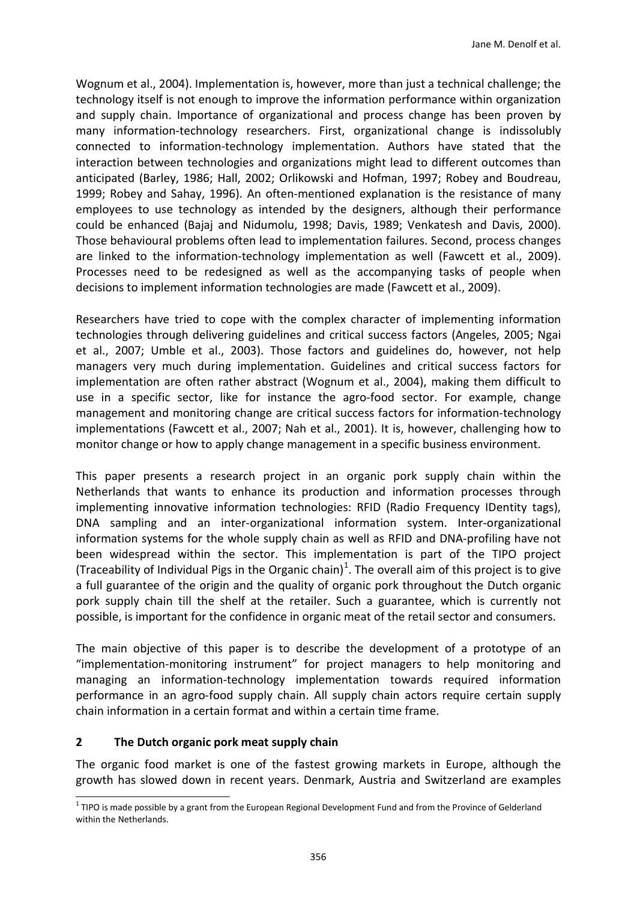Wognum et al., 2004). Implementation is, however, more than just a technical challenge; the technology itself is not enough to improve the information performance within organization and supply chain. Importance of organizational and process change has been proven by many information-technology researchers. First, organizational change is indissolubly connected to information-technology implementation. Authors have stated that the interaction between technologies and organizations might lead to different outcomes than anticipated (Barley, 1986; Hall, 2002; Orlikowski and Hofman, 1997; Robey and Boudreau, 1999; Robey and Sahay, 1996). An often-mentioned explanation is the resistance of many employees to use technology as intended by the designers, although their performance could be enhanced (Bajaj and Nidumolu, 1998; Davis, 1989; Venkatesh and Davis, 2000). Those behavioural problems often lead to implementation failures. Second, process changes are linked to the information-technology implementation as well (Fawcett et al., 2009). Processes need to be redesigned as well as the accompanying tasks of people when decisions to implement information technologies are made (Fawcett et al., 2009).

Researchers have tried to cope with the complex character of implementing information technologies through delivering guidelines and critical success factors (Angeles, 2005; Ngai et al., 2007; Umble et al., 2003). Those factors and guidelines do, however, not help managers very much during implementation. Guidelines and critical success factors for implementation are often rather abstract (Wognum et al., 2004), making them difficult to use in a specific sector, like for instance the agro-food sector. For example, change management and monitoring change are critical success factors for information-technology implementations (Fawcett et al., 2007; Nah et al., 2001). It is, however, challenging how to monitor change or how to apply change management in a specific business environment.

This paper presents a research project in an organic pork supply chain within the Netherlands that wants to enhance its production and information processes through implementing innovative information technologies: RFID (Radio Frequency IDentity tags), DNA sampling and an inter-organizational information system. Inter-organizational information systems for the whole supply chain as well as RFID and DNA-profiling have not been widespread within the sector. This implementation is part of the TIPO project (Traceability of Individual Pigs in the Organic chain)[1]. The overall aim of this project is to give a full guarantee of the origin and the quality of organic pork throughout the Dutch organic pork supply chain till the shelf at the retailer. Such a guarantee, which is currently not possible, is important for the confidence in organic meat of the retail sector and consumers.

The main objective of this paper is to describe the development of a prototype of an "implementation-monitoring instrument" for project managers to help monitoring and managing an information-technology implementation towards required information performance in an agro-food supply chain. All supply chain actors require certain supply chain information in a certain format and within a certain time frame.

## 2 The Dutch organic pork meat supply chain

The organic food market is one of the fastest growing markets in Europe, although the growth has slowed down in recent years. Denmark, Austria and Switzerland are examples

[1] TIPO is made possible by a grant from the European Regional Development Fund and from the Province of Gelderland within the Netherlands.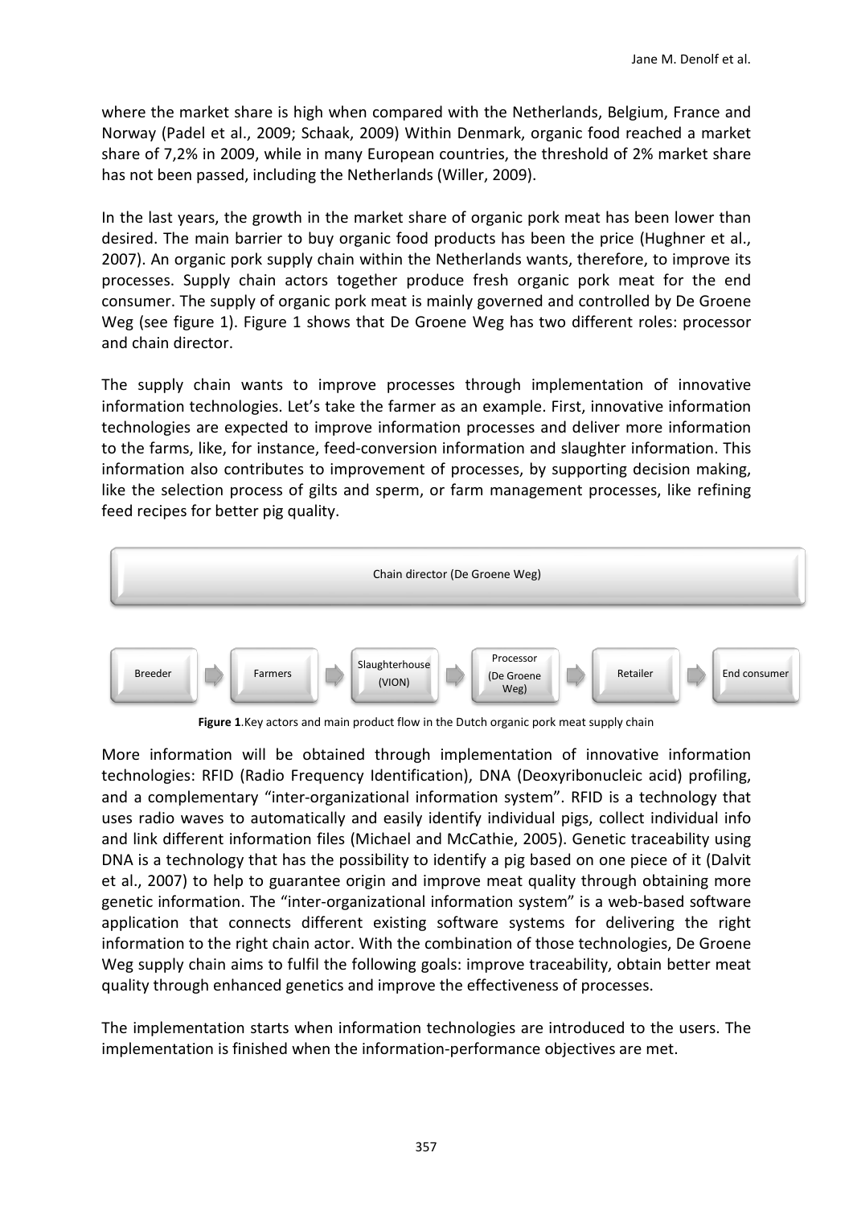where the market share is high when compared with the Netherlands, Belgium, France and Norway (Padel et al., 2009; Schaak, 2009) Within Denmark, organic food reached a market share of 7,2% in 2009, while in many European countries, the threshold of 2% market share has not been passed, including the Netherlands (Willer, 2009).

In the last years, the growth in the market share of organic pork meat has been lower than desired. The main barrier to buy organic food products has been the price (Hughner et al., 2007). An organic pork supply chain within the Netherlands wants, therefore, to improve its processes. Supply chain actors together produce fresh organic pork meat for the end consumer. The supply of organic pork meat is mainly governed and controlled by De Groene Weg (see figure 1). Figure 1 shows that De Groene Weg has two different roles: processor and chain director.

The supply chain wants to improve processes through implementation of innovative information technologies. Let's take the farmer as an example. First, innovative information technologies are expected to improve information processes and deliver more information to the farms, like, for instance, feed-conversion information and slaughter information. This information also contributes to improvement of processes, by supporting decision making, like the selection process of gilts and sperm, or farm management processes, like refining feed recipes for better pig quality.

Chain director (De Groene Weg)

Breeder → Farmers → Slaughterhouse (VION) → Processor (De Groene Weg) → Retailer → End consumer

**Figure 1**.Key actors and main product flow in the Dutch organic pork meat supply chain

More information will be obtained through implementation of innovative information technologies: RFID (Radio Frequency Identification), DNA (Deoxyribonucleic acid) profiling, and a complementary "inter-organizational information system". RFID is a technology that uses radio waves to automatically and easily identify individual pigs, collect individual info and link different information files (Michael and McCathie, 2005). Genetic traceability using DNA is a technology that has the possibility to identify a pig based on one piece of it (Dalvit et al., 2007) to help to guarantee origin and improve meat quality through obtaining more genetic information. The "inter-organizational information system" is a web-based software application that connects different existing software systems for delivering the right information to the right chain actor. With the combination of those technologies, De Groene Weg supply chain aims to fulfil the following goals: improve traceability, obtain better meat quality through enhanced genetics and improve the effectiveness of processes.

The implementation starts when information technologies are introduced to the users. The implementation is finished when the information-performance objectives are met.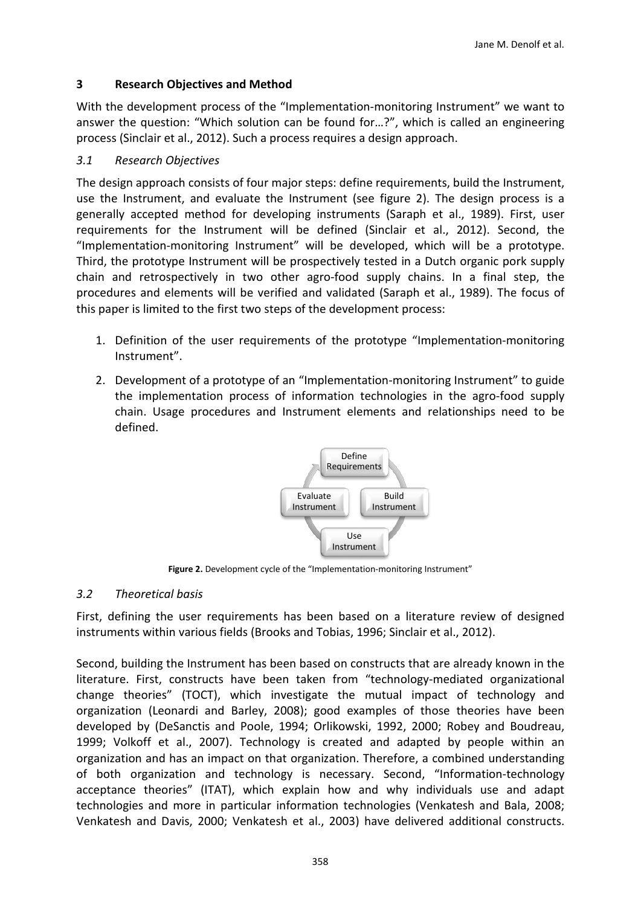## 3 Research Objectives and Method

With the development process of the "Implementation-monitoring Instrument" we want to answer the question: "Which solution can be found for…?", which is called an engineering process (Sinclair et al., 2012). Such a process requires a design approach.

### *3.1 Research Objectives*

The design approach consists of four major steps: define requirements, build the Instrument, use the Instrument, and evaluate the Instrument (see figure 2). The design process is a generally accepted method for developing instruments (Saraph et al., 1989). First, user requirements for the Instrument will be defined (Sinclair et al., 2012). Second, the "Implementation-monitoring Instrument" will be developed, which will be a prototype. Third, the prototype Instrument will be prospectively tested in a Dutch organic pork supply chain and retrospectively in two other agro-food supply chains. In a final step, the procedures and elements will be verified and validated (Saraph et al., 1989). The focus of this paper is limited to the first two steps of the development process:

1. Definition of the user requirements of the prototype "Implementation-monitoring Instrument".
2. Development of a prototype of an "Implementation-monitoring Instrument" to guide the implementation process of information technologies in the agro-food supply chain. Usage procedures and Instrument elements and relationships need to be defined.

Define Requirements → Build Instrument → Use Instrument → Evaluate Instrument

**Figure 2.** Development cycle of the "Implementation-monitoring Instrument"

### *3.2 Theoretical basis*

First, defining the user requirements has been based on a literature review of designed instruments within various fields (Brooks and Tobias, 1996; Sinclair et al., 2012).

Second, building the Instrument has been based on constructs that are already known in the literature. First, constructs have been taken from "technology-mediated organizational change theories" (TOCT), which investigate the mutual impact of technology and organization (Leonardi and Barley, 2008); good examples of those theories have been developed by (DeSanctis and Poole, 1994; Orlikowski, 1992, 2000; Robey and Boudreau, 1999; Volkoff et al., 2007). Technology is created and adapted by people within an organization and has an impact on that organization. Therefore, a combined understanding of both organization and technology is necessary. Second, "Information-technology acceptance theories" (ITAT), which explain how and why individuals use and adapt technologies and more in particular information technologies (Venkatesh and Bala, 2008; Venkatesh and Davis, 2000; Venkatesh et al., 2003) have delivered additional constructs.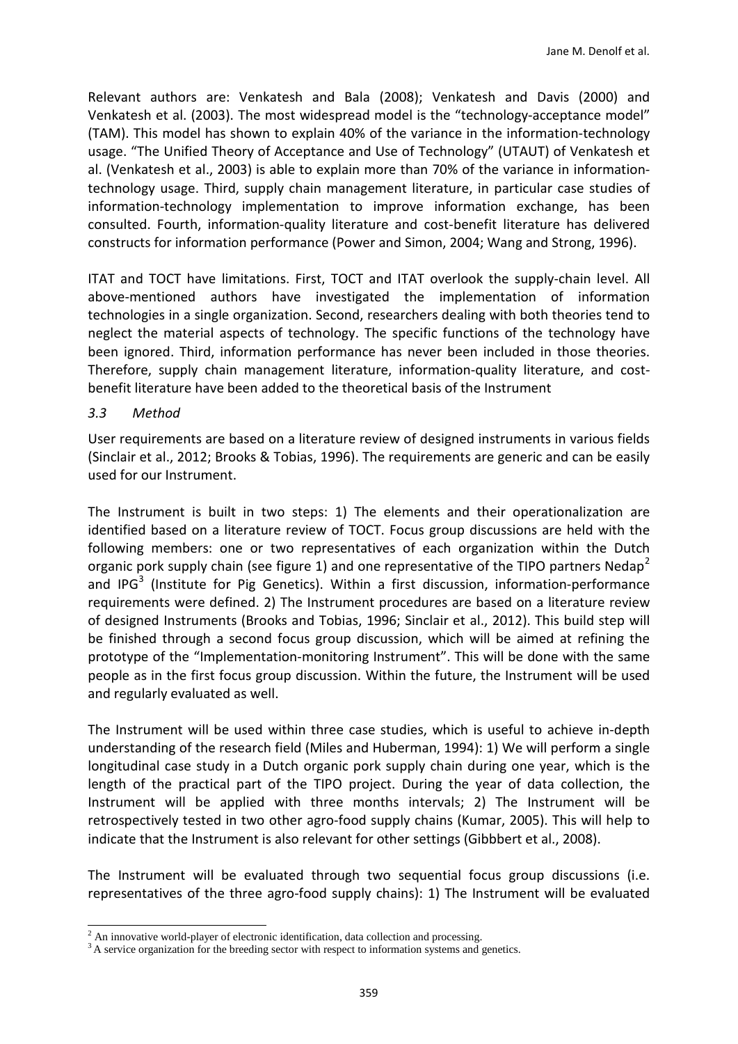Relevant authors are: Venkatesh and Bala (2008); Venkatesh and Davis (2000) and Venkatesh et al. (2003). The most widespread model is the "technology-acceptance model" (TAM). This model has shown to explain 40% of the variance in the information-technology usage. "The Unified Theory of Acceptance and Use of Technology" (UTAUT) of Venkatesh et al. (Venkatesh et al., 2003) is able to explain more than 70% of the variance in information-technology usage. Third, supply chain management literature, in particular case studies of information-technology implementation to improve information exchange, has been consulted. Fourth, information-quality literature and cost-benefit literature has delivered constructs for information performance (Power and Simon, 2004; Wang and Strong, 1996).

ITAT and TOCT have limitations. First, TOCT and ITAT overlook the supply-chain level. All above-mentioned authors have investigated the implementation of information technologies in a single organization. Second, researchers dealing with both theories tend to neglect the material aspects of technology. The specific functions of the technology have been ignored. Third, information performance has never been included in those theories. Therefore, supply chain management literature, information-quality literature, and cost-benefit literature have been added to the theoretical basis of the Instrument

### *3.3 Method*

User requirements are based on a literature review of designed instruments in various fields (Sinclair et al., 2012; Brooks & Tobias, 1996). The requirements are generic and can be easily used for our Instrument.

The Instrument is built in two steps: 1) The elements and their operationalization are identified based on a literature review of TOCT. Focus group discussions are held with the following members: one or two representatives of each organization within the Dutch organic pork supply chain (see figure 1) and one representative of the TIPO partners Nedap[2] and IPG[3] (Institute for Pig Genetics). Within a first discussion, information-performance requirements were defined. 2) The Instrument procedures are based on a literature review of designed Instruments (Brooks and Tobias, 1996; Sinclair et al., 2012). This build step will be finished through a second focus group discussion, which will be aimed at refining the prototype of the "Implementation-monitoring Instrument". This will be done with the same people as in the first focus group discussion. Within the future, the Instrument will be used and regularly evaluated as well.

The Instrument will be used within three case studies, which is useful to achieve in-depth understanding of the research field (Miles and Huberman, 1994): 1) We will perform a single longitudinal case study in a Dutch organic pork supply chain during one year, which is the length of the practical part of the TIPO project. During the year of data collection, the Instrument will be applied with three months intervals; 2) The Instrument will be retrospectively tested in two other agro-food supply chains (Kumar, 2005). This will help to indicate that the Instrument is also relevant for other settings (Gibbbert et al., 2008).

The Instrument will be evaluated through two sequential focus group discussions (i.e. representatives of the three agro-food supply chains): 1) The Instrument will be evaluated

---

[2] An innovative world-player of electronic identification, data collection and processing.

[3] A service organization for the breeding sector with respect to information systems and genetics.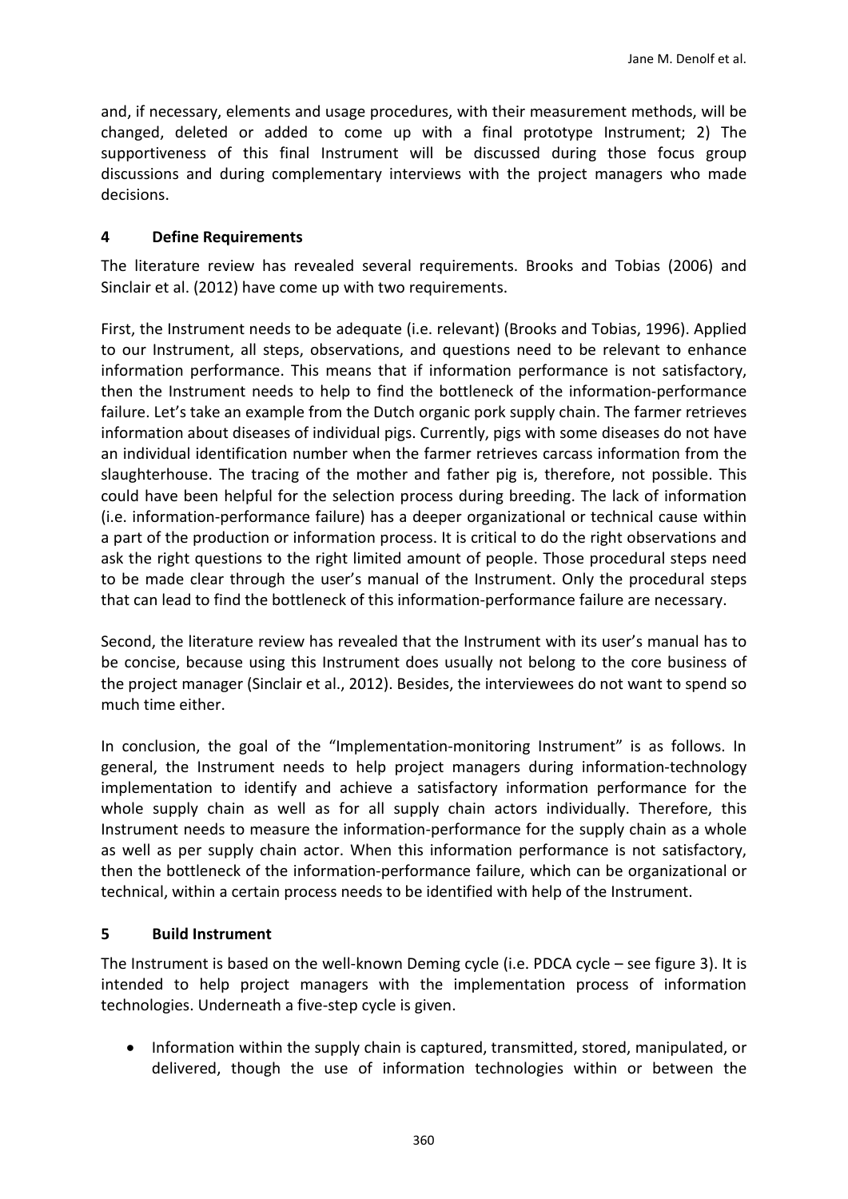and, if necessary, elements and usage procedures, with their measurement methods, will be changed, deleted or added to come up with a final prototype Instrument; 2) The supportiveness of this final Instrument will be discussed during those focus group discussions and during complementary interviews with the project managers who made decisions.

## 4 Define Requirements

The literature review has revealed several requirements. Brooks and Tobias (2006) and Sinclair et al. (2012) have come up with two requirements.

First, the Instrument needs to be adequate (i.e. relevant) (Brooks and Tobias, 1996). Applied to our Instrument, all steps, observations, and questions need to be relevant to enhance information performance. This means that if information performance is not satisfactory, then the Instrument needs to help to find the bottleneck of the information-performance failure. Let's take an example from the Dutch organic pork supply chain. The farmer retrieves information about diseases of individual pigs. Currently, pigs with some diseases do not have an individual identification number when the farmer retrieves carcass information from the slaughterhouse. The tracing of the mother and father pig is, therefore, not possible. This could have been helpful for the selection process during breeding. The lack of information (i.e. information-performance failure) has a deeper organizational or technical cause within a part of the production or information process. It is critical to do the right observations and ask the right questions to the right limited amount of people. Those procedural steps need to be made clear through the user's manual of the Instrument. Only the procedural steps that can lead to find the bottleneck of this information-performance failure are necessary.

Second, the literature review has revealed that the Instrument with its user's manual has to be concise, because using this Instrument does usually not belong to the core business of the project manager (Sinclair et al., 2012). Besides, the interviewees do not want to spend so much time either.

In conclusion, the goal of the "Implementation-monitoring Instrument" is as follows. In general, the Instrument needs to help project managers during information-technology implementation to identify and achieve a satisfactory information performance for the whole supply chain as well as for all supply chain actors individually. Therefore, this Instrument needs to measure the information-performance for the supply chain as a whole as well as per supply chain actor. When this information performance is not satisfactory, then the bottleneck of the information-performance failure, which can be organizational or technical, within a certain process needs to be identified with help of the Instrument.

## 5 Build Instrument

The Instrument is based on the well-known Deming cycle (i.e. PDCA cycle – see figure 3). It is intended to help project managers with the implementation process of information technologies. Underneath a five-step cycle is given.

- Information within the supply chain is captured, transmitted, stored, manipulated, or delivered, though the use of information technologies within or between the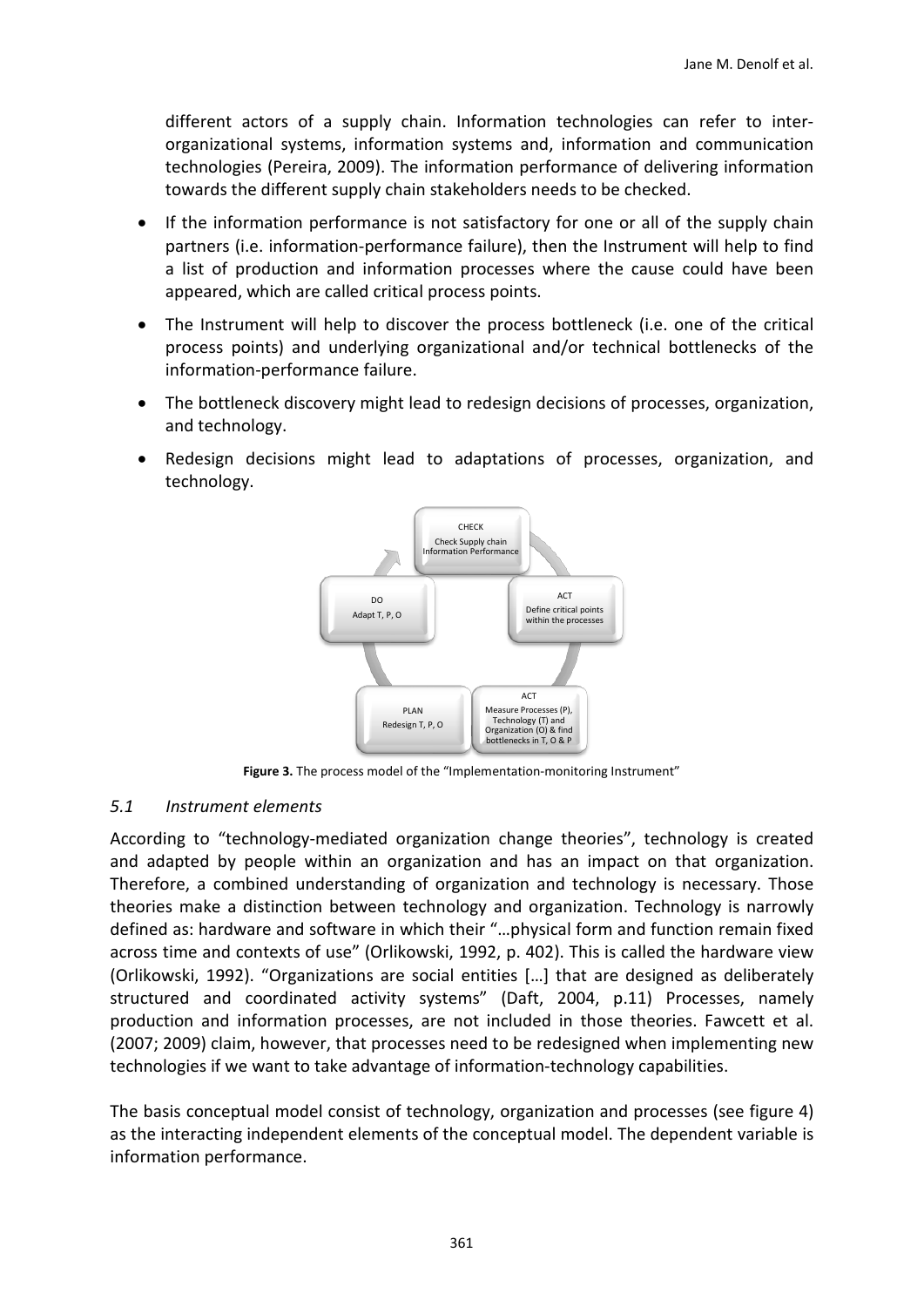different actors of a supply chain. Information technologies can refer to inter-organizational systems, information systems and, information and communication technologies (Pereira, 2009). The information performance of delivering information towards the different supply chain stakeholders needs to be checked.

- If the information performance is not satisfactory for one or all of the supply chain partners (i.e. information-performance failure), then the Instrument will help to find a list of production and information processes where the cause could have been appeared, which are called critical process points.
- The Instrument will help to discover the process bottleneck (i.e. one of the critical process points) and underlying organizational and/or technical bottlenecks of the information-performance failure.
- The bottleneck discovery might lead to redesign decisions of processes, organization, and technology.
- Redesign decisions might lead to adaptations of processes, organization, and technology.

**Figure 3.** The process model of the "Implementation-monitoring Instrument"

### *5.1 Instrument elements*

According to "technology-mediated organization change theories", technology is created and adapted by people within an organization and has an impact on that organization. Therefore, a combined understanding of organization and technology is necessary. Those theories make a distinction between technology and organization. Technology is narrowly defined as: hardware and software in which their "…physical form and function remain fixed across time and contexts of use" (Orlikowski, 1992, p. 402). This is called the hardware view (Orlikowski, 1992). "Organizations are social entities […] that are designed as deliberately structured and coordinated activity systems" (Daft, 2004, p.11) Processes, namely production and information processes, are not included in those theories. Fawcett et al. (2007; 2009) claim, however, that processes need to be redesigned when implementing new technologies if we want to take advantage of information-technology capabilities.

The basis conceptual model consist of technology, organization and processes (see figure 4) as the interacting independent elements of the conceptual model. The dependent variable is information performance.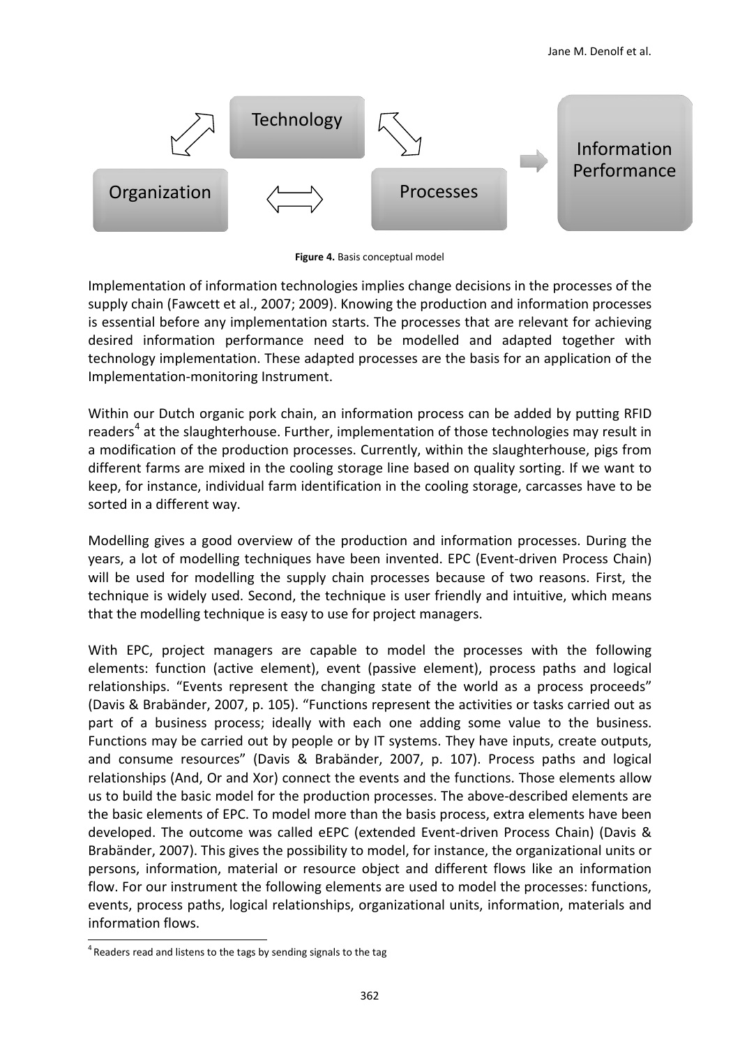Technology

Organization

Processes

Information Performance

**Figure 4.** Basis conceptual model

Implementation of information technologies implies change decisions in the processes of the supply chain (Fawcett et al., 2007; 2009). Knowing the production and information processes is essential before any implementation starts. The processes that are relevant for achieving desired information performance need to be modelled and adapted together with technology implementation. These adapted processes are the basis for an application of the Implementation-monitoring Instrument.

Within our Dutch organic pork chain, an information process can be added by putting RFID readers[4] at the slaughterhouse. Further, implementation of those technologies may result in a modification of the production processes. Currently, within the slaughterhouse, pigs from different farms are mixed in the cooling storage line based on quality sorting. If we want to keep, for instance, individual farm identification in the cooling storage, carcasses have to be sorted in a different way.

Modelling gives a good overview of the production and information processes. During the years, a lot of modelling techniques have been invented. EPC (Event-driven Process Chain) will be used for modelling the supply chain processes because of two reasons. First, the technique is widely used. Second, the technique is user friendly and intuitive, which means that the modelling technique is easy to use for project managers.

With EPC, project managers are capable to model the processes with the following elements: function (active element), event (passive element), process paths and logical relationships. "Events represent the changing state of the world as a process proceeds" (Davis & Brabänder, 2007, p. 105). "Functions represent the activities or tasks carried out as part of a business process; ideally with each one adding some value to the business. Functions may be carried out by people or by IT systems. They have inputs, create outputs, and consume resources" (Davis & Brabänder, 2007, p. 107). Process paths and logical relationships (And, Or and Xor) connect the events and the functions. Those elements allow us to build the basic model for the production processes. The above-described elements are the basic elements of EPC. To model more than the basis process, extra elements have been developed. The outcome was called eEPC (extended Event-driven Process Chain) (Davis & Brabänder, 2007). This gives the possibility to model, for instance, the organizational units or persons, information, material or resource object and different flows like an information flow. For our instrument the following elements are used to model the processes: functions, events, process paths, logical relationships, organizational units, information, materials and information flows.

[4] Readers read and listens to the tags by sending signals to the tag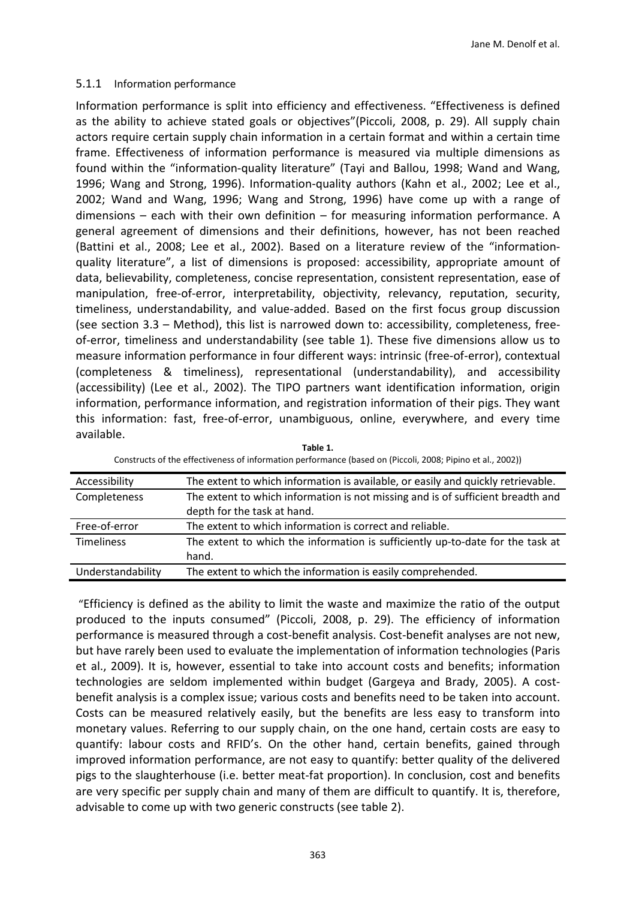### 5.1.1 Information performance

Information performance is split into efficiency and effectiveness. "Effectiveness is defined as the ability to achieve stated goals or objectives"(Piccoli, 2008, p. 29). All supply chain actors require certain supply chain information in a certain format and within a certain time frame. Effectiveness of information performance is measured via multiple dimensions as found within the "information-quality literature" (Tayi and Ballou, 1998; Wand and Wang, 1996; Wang and Strong, 1996). Information-quality authors (Kahn et al., 2002; Lee et al., 2002; Wand and Wang, 1996; Wang and Strong, 1996) have come up with a range of dimensions – each with their own definition – for measuring information performance. A general agreement of dimensions and their definitions, however, has not been reached (Battini et al., 2008; Lee et al., 2002). Based on a literature review of the "information-quality literature", a list of dimensions is proposed: accessibility, appropriate amount of data, believability, completeness, concise representation, consistent representation, ease of manipulation, free-of-error, interpretability, objectivity, relevancy, reputation, security, timeliness, understandability, and value-added. Based on the first focus group discussion (see section 3.3 – Method), this list is narrowed down to: accessibility, completeness, free-of-error, timeliness and understandability (see table 1). These five dimensions allow us to measure information performance in four different ways: intrinsic (free-of-error), contextual (completeness & timeliness), representational (understandability), and accessibility (accessibility) (Lee et al., 2002). The TIPO partners want identification information, origin information, performance information, and registration information of their pigs. They want this information: fast, free-of-error, unambiguous, online, everywhere, and every time available.

**Table 1.**
Constructs of the effectiveness of information performance (based on (Piccoli, 2008; Pipino et al., 2002))

| | |
|---|---|
| Accessibility | The extent to which information is available, or easily and quickly retrievable. |
| Completeness | The extent to which information is not missing and is of sufficient breadth and depth for the task at hand. |
| Free-of-error | The extent to which information is correct and reliable. |
| Timeliness | The extent to which the information is sufficiently up-to-date for the task at hand. |
| Understandability | The extent to which the information is easily comprehended. |

"Efficiency is defined as the ability to limit the waste and maximize the ratio of the output produced to the inputs consumed" (Piccoli, 2008, p. 29). The efficiency of information performance is measured through a cost-benefit analysis. Cost-benefit analyses are not new, but have rarely been used to evaluate the implementation of information technologies (Paris et al., 2009). It is, however, essential to take into account costs and benefits; information technologies are seldom implemented within budget (Gargeya and Brady, 2005). A cost-benefit analysis is a complex issue; various costs and benefits need to be taken into account. Costs can be measured relatively easily, but the benefits are less easy to transform into monetary values. Referring to our supply chain, on the one hand, certain costs are easy to quantify: labour costs and RFID's. On the other hand, certain benefits, gained through improved information performance, are not easy to quantify: better quality of the delivered pigs to the slaughterhouse (i.e. better meat-fat proportion). In conclusion, cost and benefits are very specific per supply chain and many of them are difficult to quantify. It is, therefore, advisable to come up with two generic constructs (see table 2).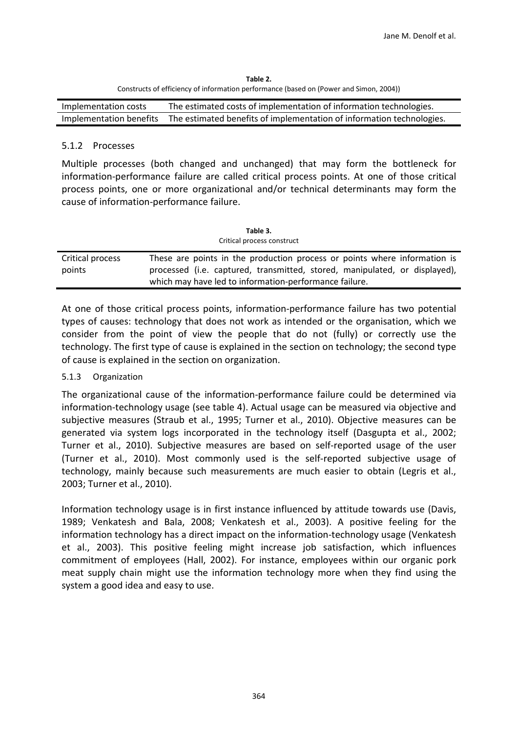**Table 2.**
Constructs of efficiency of information performance (based on (Power and Simon, 2004))

| | |
|---|---|
| Implementation costs | The estimated costs of implementation of information technologies. |
| Implementation benefits | The estimated benefits of implementation of information technologies. |

### 5.1.2 Processes

Multiple processes (both changed and unchanged) that may form the bottleneck for information-performance failure are called critical process points. At one of those critical process points, one or more organizational and/or technical determinants may form the cause of information-performance failure.

**Table 3.**
Critical process construct

| | |
|---|---|
| Critical process points | These are points in the production process or points where information is processed (i.e. captured, transmitted, stored, manipulated, or displayed), which may have led to information-performance failure. |

At one of those critical process points, information-performance failure has two potential types of causes: technology that does not work as intended or the organisation, which we consider from the point of view the people that do not (fully) or correctly use the technology. The first type of cause is explained in the section on technology; the second type of cause is explained in the section on organization.

### 5.1.3 Organization

The organizational cause of the information-performance failure could be determined via information-technology usage (see table 4). Actual usage can be measured via objective and subjective measures (Straub et al., 1995; Turner et al., 2010). Objective measures can be generated via system logs incorporated in the technology itself (Dasgupta et al., 2002; Turner et al., 2010). Subjective measures are based on self-reported usage of the user (Turner et al., 2010). Most commonly used is the self-reported subjective usage of technology, mainly because such measurements are much easier to obtain (Legris et al., 2003; Turner et al., 2010).

Information technology usage is in first instance influenced by attitude towards use (Davis, 1989; Venkatesh and Bala, 2008; Venkatesh et al., 2003). A positive feeling for the information technology has a direct impact on the information-technology usage (Venkatesh et al., 2003). This positive feeling might increase job satisfaction, which influences commitment of employees (Hall, 2002). For instance, employees within our organic pork meat supply chain might use the information technology more when they find using the system a good idea and easy to use.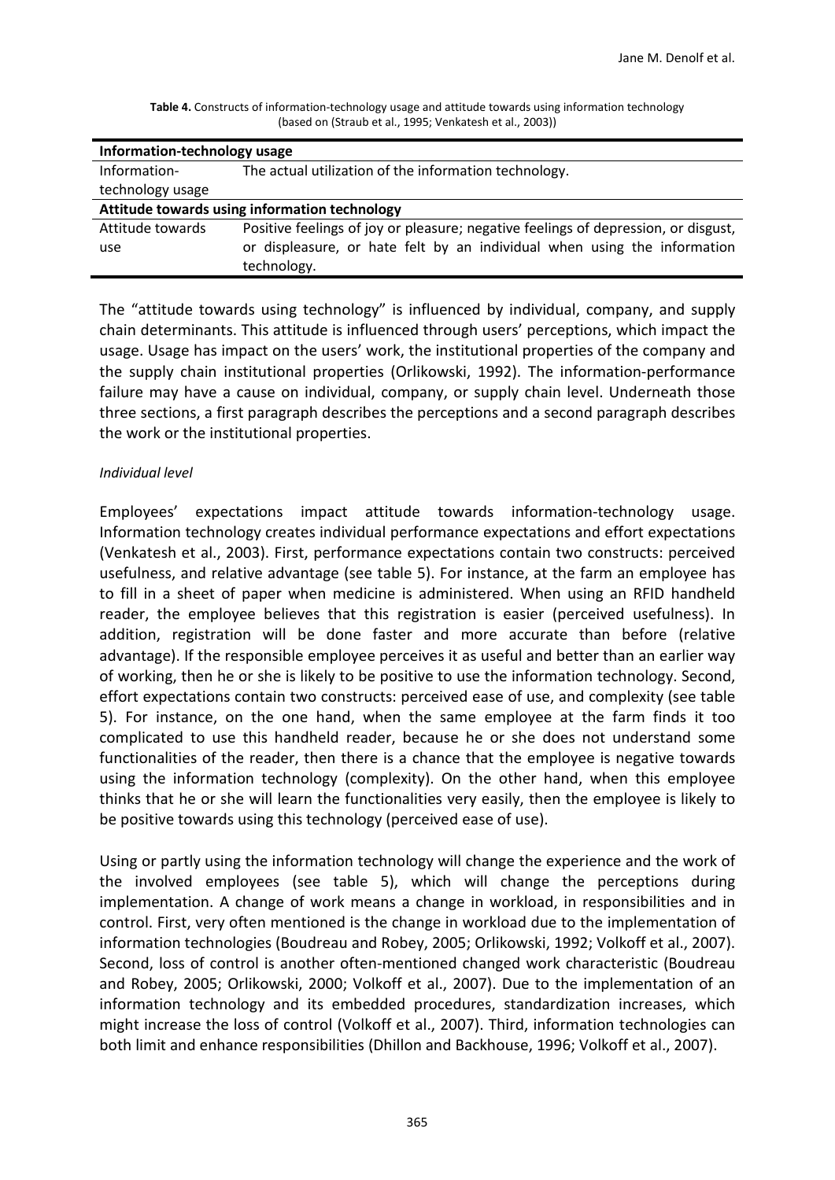**Table 4.** Constructs of information-technology usage and attitude towards using information technology (based on (Straub et al., 1995; Venkatesh et al., 2003))

| **Information-technology usage** | |
|---|---|
| Information-technology usage | The actual utilization of the information technology. |
| **Attitude towards using information technology** | |
| Attitude towards use | Positive feelings of joy or pleasure; negative feelings of depression, or disgust, or displeasure, or hate felt by an individual when using the information technology. |

The "attitude towards using technology" is influenced by individual, company, and supply chain determinants. This attitude is influenced through users' perceptions, which impact the usage. Usage has impact on the users' work, the institutional properties of the company and the supply chain institutional properties (Orlikowski, 1992). The information-performance failure may have a cause on individual, company, or supply chain level. Underneath those three sections, a first paragraph describes the perceptions and a second paragraph describes the work or the institutional properties.

*Individual level*

Employees' expectations impact attitude towards information-technology usage. Information technology creates individual performance expectations and effort expectations (Venkatesh et al., 2003). First, performance expectations contain two constructs: perceived usefulness, and relative advantage (see table 5). For instance, at the farm an employee has to fill in a sheet of paper when medicine is administered. When using an RFID handheld reader, the employee believes that this registration is easier (perceived usefulness). In addition, registration will be done faster and more accurate than before (relative advantage). If the responsible employee perceives it as useful and better than an earlier way of working, then he or she is likely to be positive to use the information technology. Second, effort expectations contain two constructs: perceived ease of use, and complexity (see table 5). For instance, on the one hand, when the same employee at the farm finds it too complicated to use this handheld reader, because he or she does not understand some functionalities of the reader, then there is a chance that the employee is negative towards using the information technology (complexity). On the other hand, when this employee thinks that he or she will learn the functionalities very easily, then the employee is likely to be positive towards using this technology (perceived ease of use).

Using or partly using the information technology will change the experience and the work of the involved employees (see table 5), which will change the perceptions during implementation. A change of work means a change in workload, in responsibilities and in control. First, very often mentioned is the change in workload due to the implementation of information technologies (Boudreau and Robey, 2005; Orlikowski, 1992; Volkoff et al., 2007). Second, loss of control is another often-mentioned changed work characteristic (Boudreau and Robey, 2005; Orlikowski, 2000; Volkoff et al., 2007). Due to the implementation of an information technology and its embedded procedures, standardization increases, which might increase the loss of control (Volkoff et al., 2007). Third, information technologies can both limit and enhance responsibilities (Dhillon and Backhouse, 1996; Volkoff et al., 2007).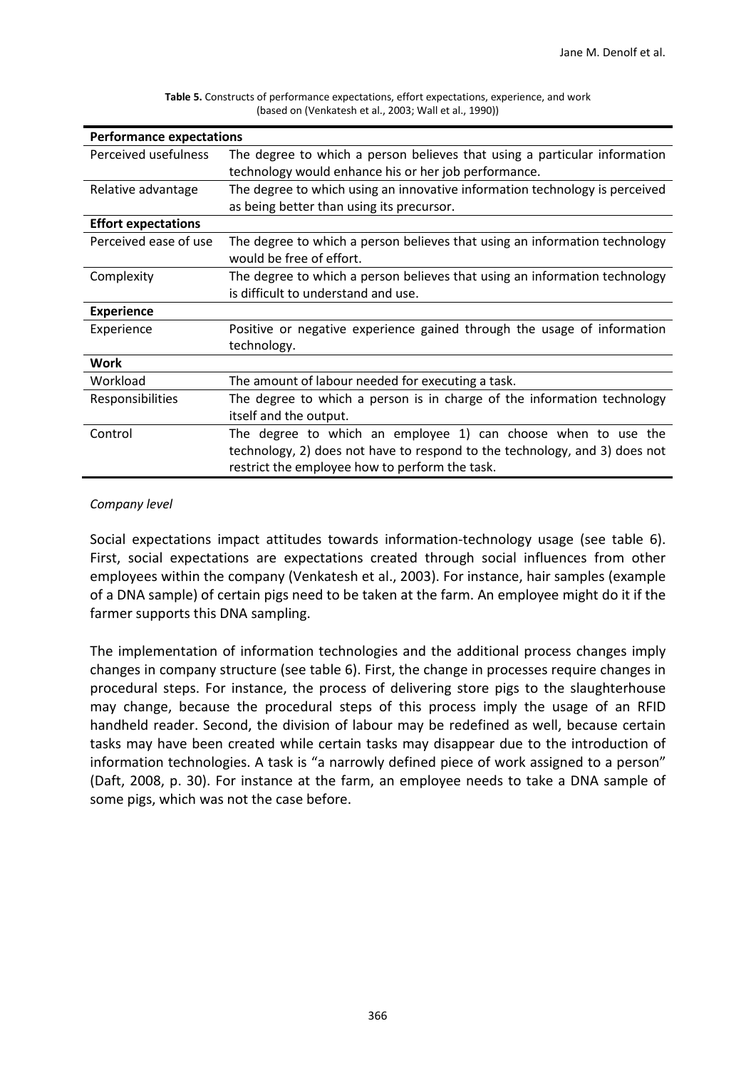**Table 5.** Constructs of performance expectations, effort expectations, experience, and work (based on (Venkatesh et al., 2003; Wall et al., 1990))

| **Performance expectations** | |
|---|---|
| Perceived usefulness | The degree to which a person believes that using a particular information technology would enhance his or her job performance. |
| Relative advantage | The degree to which using an innovative information technology is perceived as being better than using its precursor. |
| **Effort expectations** | |
| Perceived ease of use | The degree to which a person believes that using an information technology would be free of effort. |
| Complexity | The degree to which a person believes that using an information technology is difficult to understand and use. |
| **Experience** | |
| Experience | Positive or negative experience gained through the usage of information technology. |
| **Work** | |
| Workload | The amount of labour needed for executing a task. |
| Responsibilities | The degree to which a person is in charge of the information technology itself and the output. |
| Control | The degree to which an employee 1) can choose when to use the technology, 2) does not have to respond to the technology, and 3) does not restrict the employee how to perform the task. |

*Company level*

Social expectations impact attitudes towards information-technology usage (see table 6). First, social expectations are expectations created through social influences from other employees within the company (Venkatesh et al., 2003). For instance, hair samples (example of a DNA sample) of certain pigs need to be taken at the farm. An employee might do it if the farmer supports this DNA sampling.

The implementation of information technologies and the additional process changes imply changes in company structure (see table 6). First, the change in processes require changes in procedural steps. For instance, the process of delivering store pigs to the slaughterhouse may change, because the procedural steps of this process imply the usage of an RFID handheld reader. Second, the division of labour may be redefined as well, because certain tasks may have been created while certain tasks may disappear due to the introduction of information technologies. A task is "a narrowly defined piece of work assigned to a person" (Daft, 2008, p. 30). For instance at the farm, an employee needs to take a DNA sample of some pigs, which was not the case before.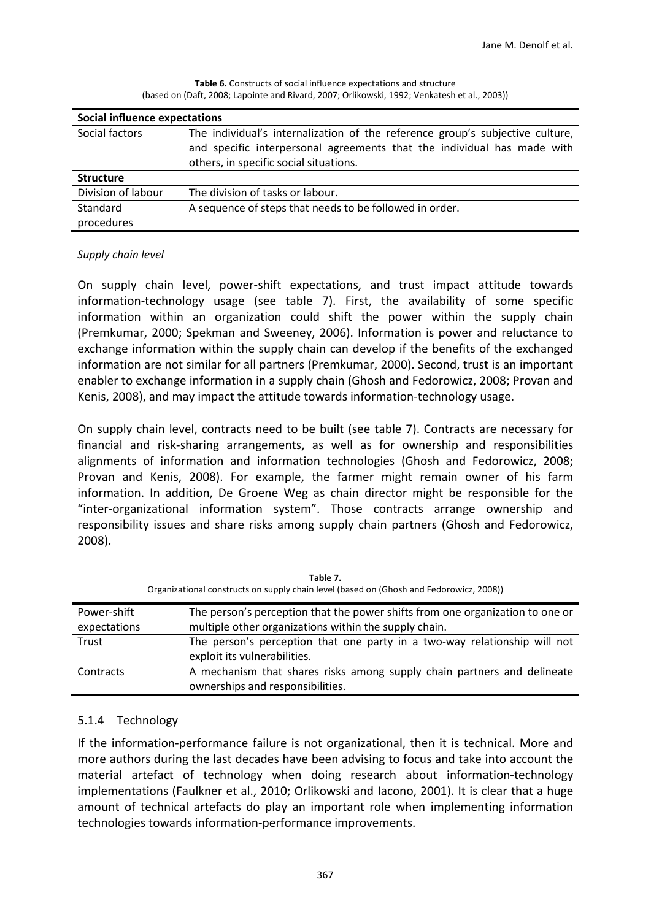**Table 6.** Constructs of social influence expectations and structure (based on (Daft, 2008; Lapointe and Rivard, 2007; Orlikowski, 1992; Venkatesh et al., 2003))

| **Social influence expectations** | |
|---|---|
| Social factors | The individual's internalization of the reference group's subjective culture, and specific interpersonal agreements that the individual has made with others, in specific social situations. |
| **Structure** | |
| Division of labour | The division of tasks or labour. |
| Standard procedures | A sequence of steps that needs to be followed in order. |

*Supply chain level*

On supply chain level, power-shift expectations, and trust impact attitude towards information-technology usage (see table 7). First, the availability of some specific information within an organization could shift the power within the supply chain (Premkumar, 2000; Spekman and Sweeney, 2006). Information is power and reluctance to exchange information within the supply chain can develop if the benefits of the exchanged information are not similar for all partners (Premkumar, 2000). Second, trust is an important enabler to exchange information in a supply chain (Ghosh and Fedorowicz, 2008; Provan and Kenis, 2008), and may impact the attitude towards information-technology usage.

On supply chain level, contracts need to be built (see table 7). Contracts are necessary for financial and risk-sharing arrangements, as well as for ownership and responsibilities alignments of information and information technologies (Ghosh and Fedorowicz, 2008; Provan and Kenis, 2008). For example, the farmer might remain owner of his farm information. In addition, De Groene Weg as chain director might be responsible for the "inter-organizational information system". Those contracts arrange ownership and responsibility issues and share risks among supply chain partners (Ghosh and Fedorowicz, 2008).

**Table 7.**
Organizational constructs on supply chain level (based on (Ghosh and Fedorowicz, 2008))

| | |
|---|---|
| Power-shift expectations | The person's perception that the power shifts from one organization to one or multiple other organizations within the supply chain. |
| Trust | The person's perception that one party in a two-way relationship will not exploit its vulnerabilities. |
| Contracts | A mechanism that shares risks among supply chain partners and delineate ownerships and responsibilities. |

### 5.1.4 Technology

If the information-performance failure is not organizational, then it is technical. More and more authors during the last decades have been advising to focus and take into account the material artefact of technology when doing research about information-technology implementations (Faulkner et al., 2010; Orlikowski and Iacono, 2001). It is clear that a huge amount of technical artefacts do play an important role when implementing information technologies towards information-performance improvements.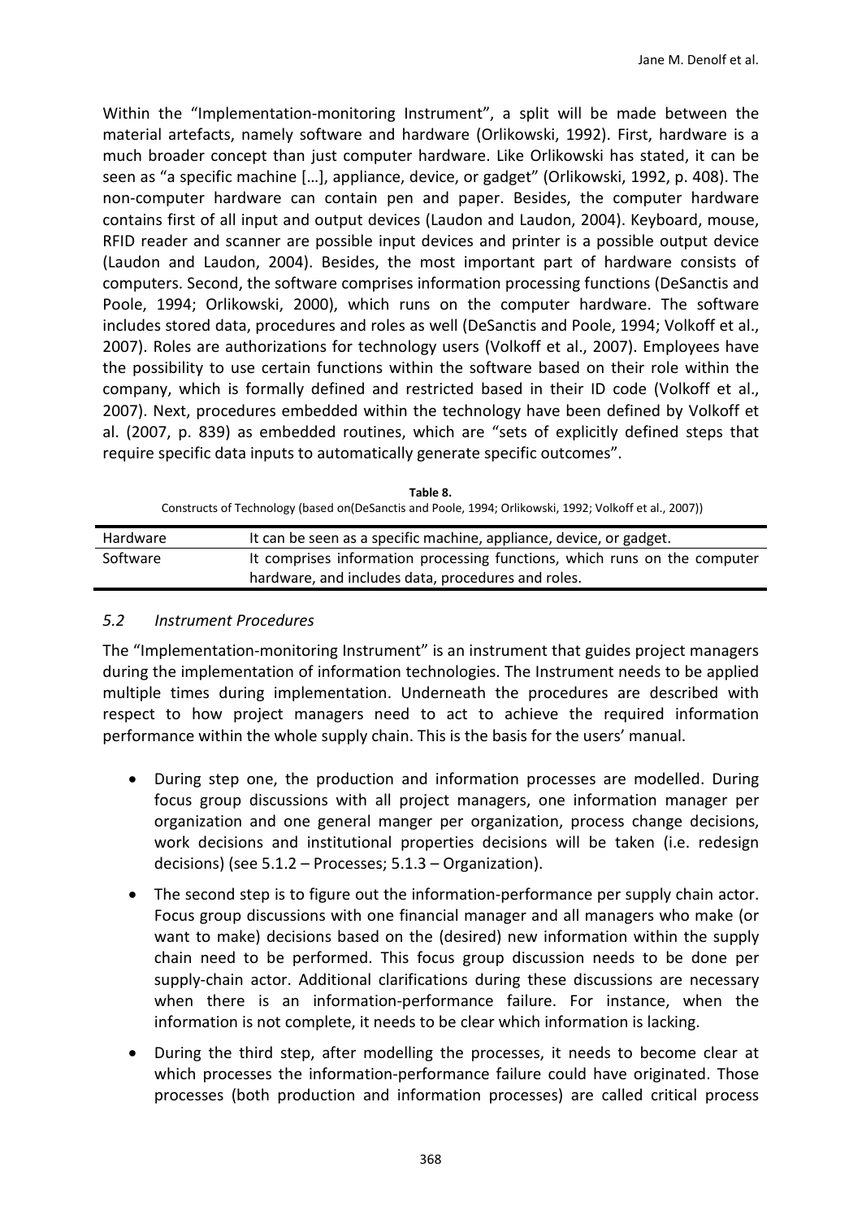Within the "Implementation-monitoring Instrument", a split will be made between the material artefacts, namely software and hardware (Orlikowski, 1992). First, hardware is a much broader concept than just computer hardware. Like Orlikowski has stated, it can be seen as "a specific machine […], appliance, device, or gadget" (Orlikowski, 1992, p. 408). The non-computer hardware can contain pen and paper. Besides, the computer hardware contains first of all input and output devices (Laudon and Laudon, 2004). Keyboard, mouse, RFID reader and scanner are possible input devices and printer is a possible output device (Laudon and Laudon, 2004). Besides, the most important part of hardware consists of computers. Second, the software comprises information processing functions (DeSanctis and Poole, 1994; Orlikowski, 2000), which runs on the computer hardware. The software includes stored data, procedures and roles as well (DeSanctis and Poole, 1994; Volkoff et al., 2007). Roles are authorizations for technology users (Volkoff et al., 2007). Employees have the possibility to use certain functions within the software based on their role within the company, which is formally defined and restricted based in their ID code (Volkoff et al., 2007). Next, procedures embedded within the technology have been defined by Volkoff et al. (2007, p. 839) as embedded routines, which are "sets of explicitly defined steps that require specific data inputs to automatically generate specific outcomes".

**Table 8.**
Constructs of Technology (based on(DeSanctis and Poole, 1994; Orlikowski, 1992; Volkoff et al., 2007))

| | |
|---|---|
| Hardware | It can be seen as a specific machine, appliance, device, or gadget. |
| Software | It comprises information processing functions, which runs on the computer hardware, and includes data, procedures and roles. |

### *5.2 Instrument Procedures*

The "Implementation-monitoring Instrument" is an instrument that guides project managers during the implementation of information technologies. The Instrument needs to be applied multiple times during implementation. Underneath the procedures are described with respect to how project managers need to act to achieve the required information performance within the whole supply chain. This is the basis for the users' manual.

- During step one, the production and information processes are modelled. During focus group discussions with all project managers, one information manager per organization and one general manger per organization, process change decisions, work decisions and institutional properties decisions will be taken (i.e. redesign decisions) (see 5.1.2 – Processes; 5.1.3 – Organization).
- The second step is to figure out the information-performance per supply chain actor. Focus group discussions with one financial manager and all managers who make (or want to make) decisions based on the (desired) new information within the supply chain need to be performed. This focus group discussion needs to be done per supply-chain actor. Additional clarifications during these discussions are necessary when there is an information-performance failure. For instance, when the information is not complete, it needs to be clear which information is lacking.
- During the third step, after modelling the processes, it needs to become clear at which processes the information-performance failure could have originated. Those processes (both production and information processes) are called critical process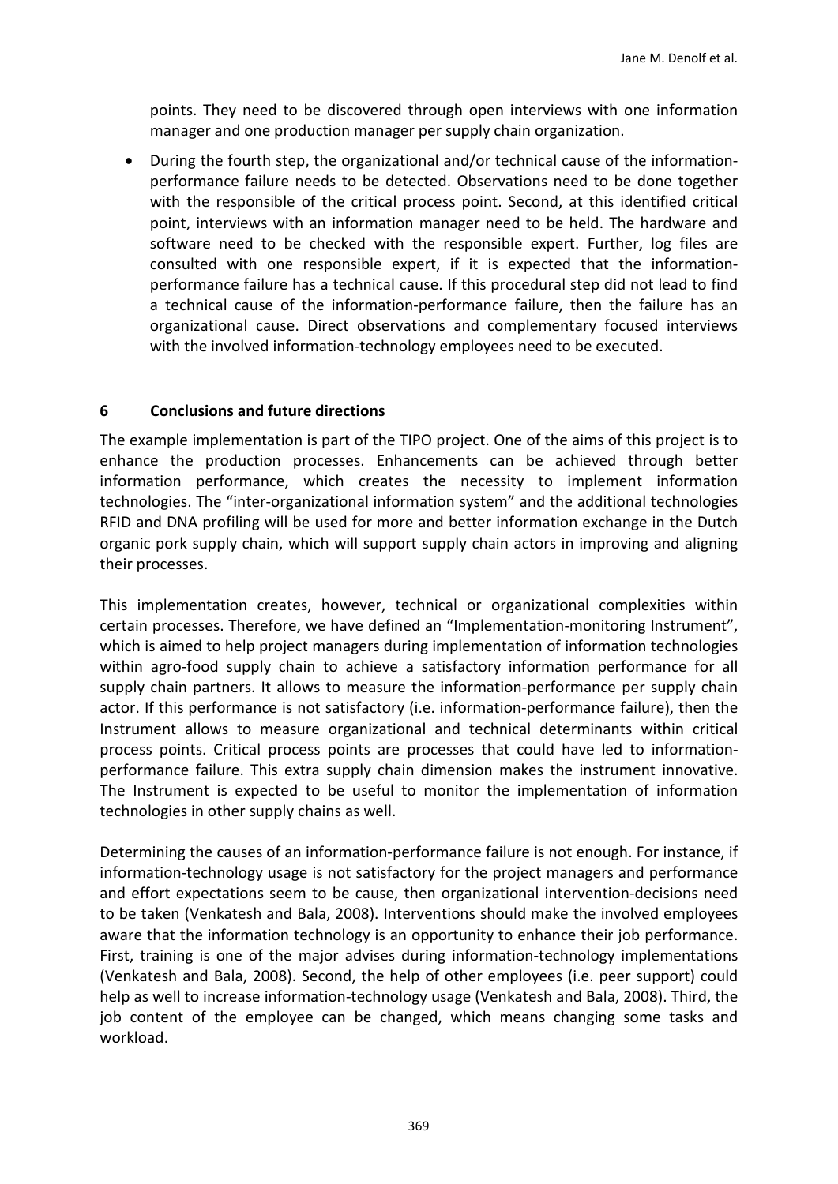points. They need to be discovered through open interviews with one information manager and one production manager per supply chain organization.

- During the fourth step, the organizational and/or technical cause of the information-performance failure needs to be detected. Observations need to be done together with the responsible of the critical process point. Second, at this identified critical point, interviews with an information manager need to be held. The hardware and software need to be checked with the responsible expert. Further, log files are consulted with one responsible expert, if it is expected that the information-performance failure has a technical cause. If this procedural step did not lead to find a technical cause of the information-performance failure, then the failure has an organizational cause. Direct observations and complementary focused interviews with the involved information-technology employees need to be executed.

## 6 Conclusions and future directions

The example implementation is part of the TIPO project. One of the aims of this project is to enhance the production processes. Enhancements can be achieved through better information performance, which creates the necessity to implement information technologies. The "inter-organizational information system" and the additional technologies RFID and DNA profiling will be used for more and better information exchange in the Dutch organic pork supply chain, which will support supply chain actors in improving and aligning their processes.

This implementation creates, however, technical or organizational complexities within certain processes. Therefore, we have defined an "Implementation-monitoring Instrument", which is aimed to help project managers during implementation of information technologies within agro-food supply chain to achieve a satisfactory information performance for all supply chain partners. It allows to measure the information-performance per supply chain actor. If this performance is not satisfactory (i.e. information-performance failure), then the Instrument allows to measure organizational and technical determinants within critical process points. Critical process points are processes that could have led to information-performance failure. This extra supply chain dimension makes the instrument innovative. The Instrument is expected to be useful to monitor the implementation of information technologies in other supply chains as well.

Determining the causes of an information-performance failure is not enough. For instance, if information-technology usage is not satisfactory for the project managers and performance and effort expectations seem to be cause, then organizational intervention-decisions need to be taken (Venkatesh and Bala, 2008). Interventions should make the involved employees aware that the information technology is an opportunity to enhance their job performance. First, training is one of the major advises during information-technology implementations (Venkatesh and Bala, 2008). Second, the help of other employees (i.e. peer support) could help as well to increase information-technology usage (Venkatesh and Bala, 2008). Third, the job content of the employee can be changed, which means changing some tasks and workload.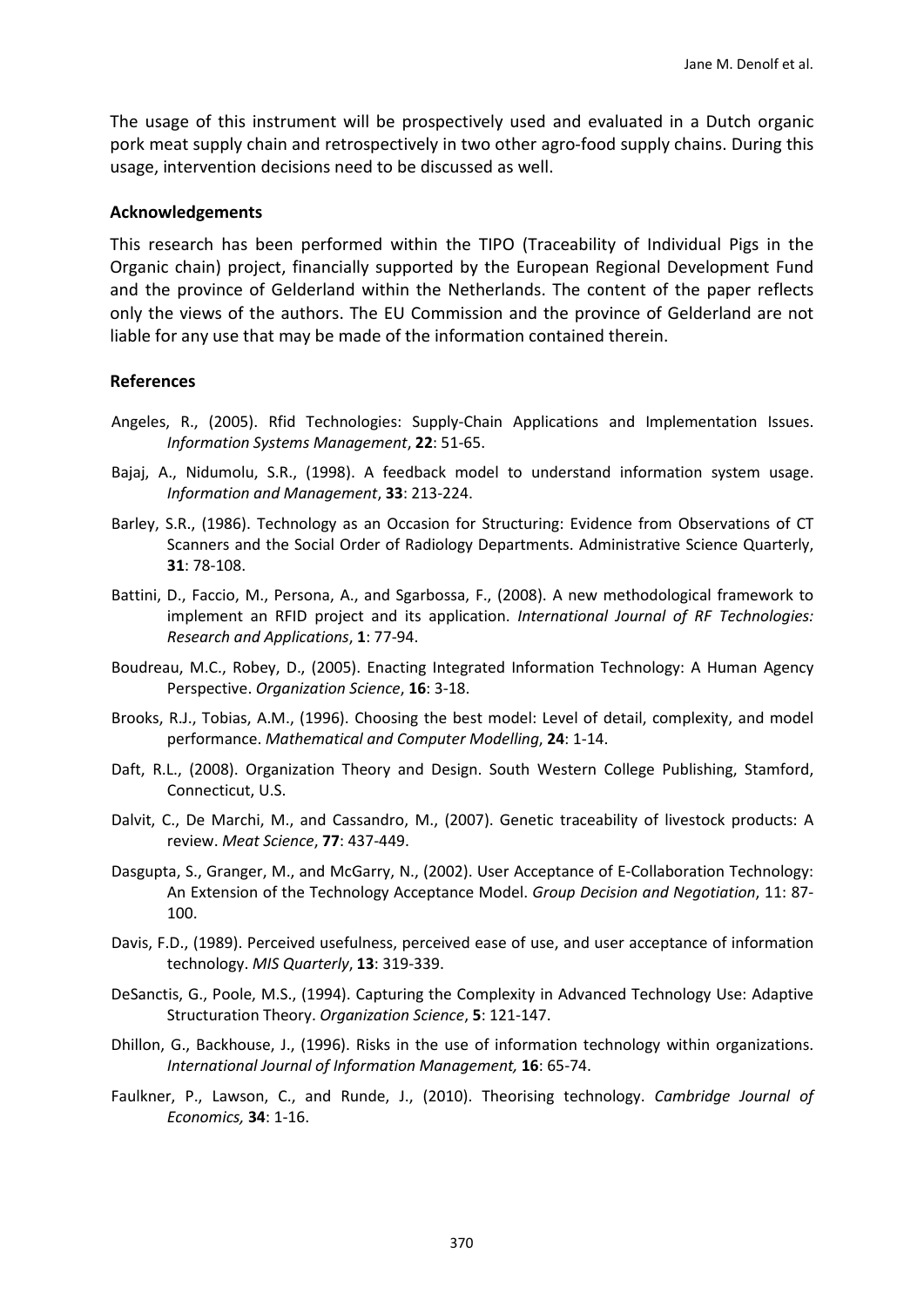The usage of this instrument will be prospectively used and evaluated in a Dutch organic pork meat supply chain and retrospectively in two other agro-food supply chains. During this usage, intervention decisions need to be discussed as well.

## Acknowledgements

This research has been performed within the TIPO (Traceability of Individual Pigs in the Organic chain) project, financially supported by the European Regional Development Fund and the province of Gelderland within the Netherlands. The content of the paper reflects only the views of the authors. The EU Commission and the province of Gelderland are not liable for any use that may be made of the information contained therein.

## References

Angeles, R., (2005). Rfid Technologies: Supply-Chain Applications and Implementation Issues. *Information Systems Management*, **22**: 51-65.

Bajaj, A., Nidumolu, S.R., (1998). A feedback model to understand information system usage. *Information and Management*, **33**: 213-224.

Barley, S.R., (1986). Technology as an Occasion for Structuring: Evidence from Observations of CT Scanners and the Social Order of Radiology Departments. Administrative Science Quarterly, **31**: 78-108.

Battini, D., Faccio, M., Persona, A., and Sgarbossa, F., (2008). A new methodological framework to implement an RFID project and its application. *International Journal of RF Technologies: Research and Applications*, **1**: 77-94.

Boudreau, M.C., Robey, D., (2005). Enacting Integrated Information Technology: A Human Agency Perspective. *Organization Science*, **16**: 3-18.

Brooks, R.J., Tobias, A.M., (1996). Choosing the best model: Level of detail, complexity, and model performance. *Mathematical and Computer Modelling*, **24**: 1-14.

Daft, R.L., (2008). Organization Theory and Design. South Western College Publishing, Stamford, Connecticut, U.S.

Dalvit, C., De Marchi, M., and Cassandro, M., (2007). Genetic traceability of livestock products: A review. *Meat Science*, **77**: 437-449.

Dasgupta, S., Granger, M., and McGarry, N., (2002). User Acceptance of E-Collaboration Technology: An Extension of the Technology Acceptance Model. *Group Decision and Negotiation*, 11: 87-100.

Davis, F.D., (1989). Perceived usefulness, perceived ease of use, and user acceptance of information technology. *MIS Quarterly*, **13**: 319-339.

DeSanctis, G., Poole, M.S., (1994). Capturing the Complexity in Advanced Technology Use: Adaptive Structuration Theory. *Organization Science*, **5**: 121-147.

Dhillon, G., Backhouse, J., (1996). Risks in the use of information technology within organizations. *International Journal of Information Management,* **16**: 65-74.

Faulkner, P., Lawson, C., and Runde, J., (2010). Theorising technology. *Cambridge Journal of Economics,* **34**: 1-16.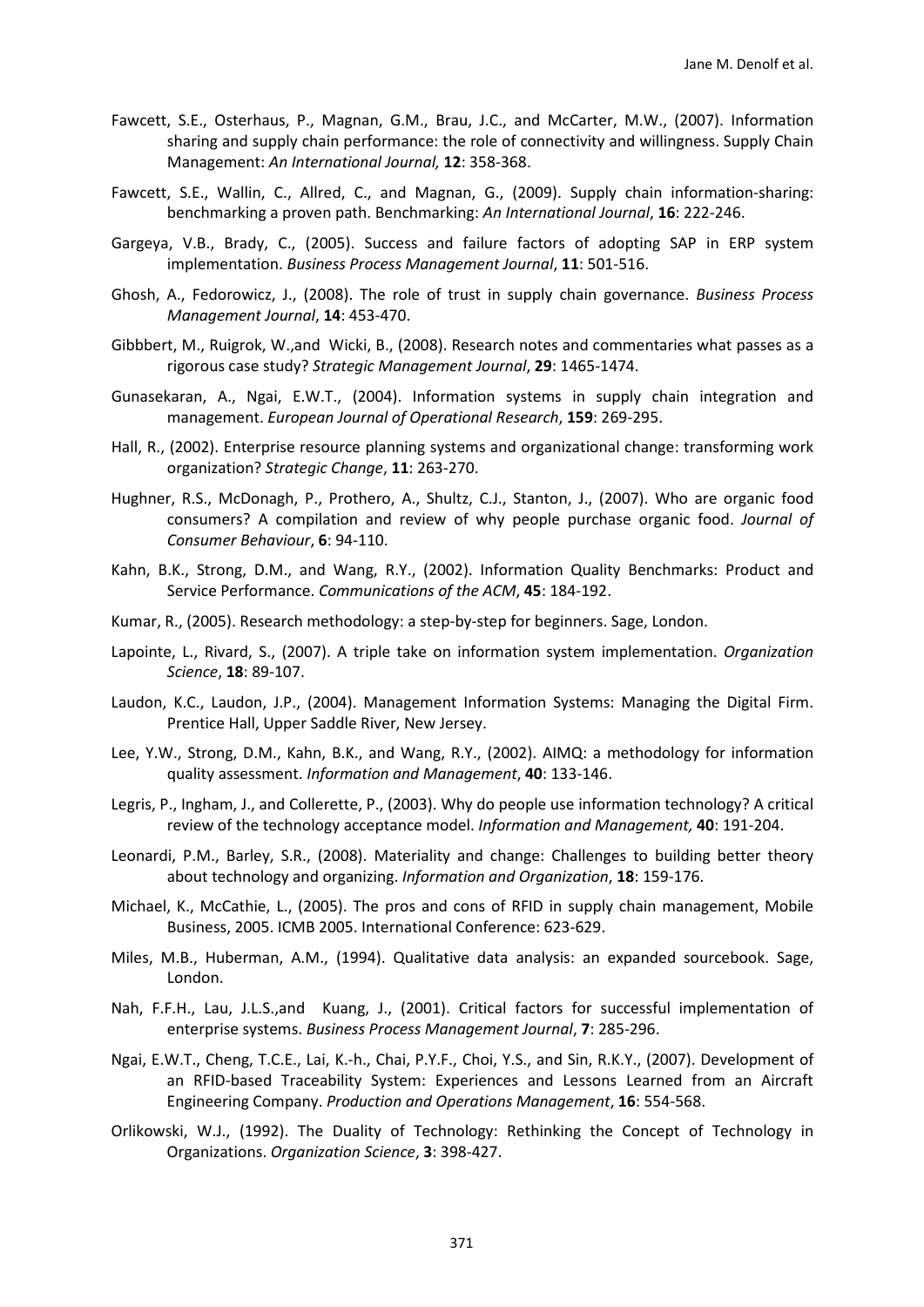Fawcett, S.E., Osterhaus, P., Magnan, G.M., Brau, J.C., and McCarter, M.W., (2007). Information sharing and supply chain performance: the role of connectivity and willingness. Supply Chain Management: *An International Journal,* **12**: 358-368.

Fawcett, S.E., Wallin, C., Allred, C., and Magnan, G., (2009). Supply chain information-sharing: benchmarking a proven path. Benchmarking: *An International Journal*, **16**: 222-246.

Gargeya, V.B., Brady, C., (2005). Success and failure factors of adopting SAP in ERP system implementation. *Business Process Management Journal*, **11**: 501-516.

Ghosh, A., Fedorowicz, J., (2008). The role of trust in supply chain governance. *Business Process Management Journal*, **14**: 453-470.

Gibbbert, M., Ruigrok, W.,and Wicki, B., (2008). Research notes and commentaries what passes as a rigorous case study? *Strategic Management Journal*, **29**: 1465-1474.

Gunasekaran, A., Ngai, E.W.T., (2004). Information systems in supply chain integration and management. *European Journal of Operational Research*, **159**: 269-295.

Hall, R., (2002). Enterprise resource planning systems and organizational change: transforming work organization? *Strategic Change*, **11**: 263-270.

Hughner, R.S., McDonagh, P., Prothero, A., Shultz, C.J., Stanton, J., (2007). Who are organic food consumers? A compilation and review of why people purchase organic food. *Journal of Consumer Behaviour*, **6**: 94-110.

Kahn, B.K., Strong, D.M., and Wang, R.Y., (2002). Information Quality Benchmarks: Product and Service Performance. *Communications of the ACM*, **45**: 184-192.

Kumar, R., (2005). Research methodology: a step-by-step for beginners. Sage, London.

Lapointe, L., Rivard, S., (2007). A triple take on information system implementation. *Organization Science*, **18**: 89-107.

Laudon, K.C., Laudon, J.P., (2004). Management Information Systems: Managing the Digital Firm. Prentice Hall, Upper Saddle River, New Jersey.

Lee, Y.W., Strong, D.M., Kahn, B.K., and Wang, R.Y., (2002). AIMQ: a methodology for information quality assessment. *Information and Management*, **40**: 133-146.

Legris, P., Ingham, J., and Collerette, P., (2003). Why do people use information technology? A critical review of the technology acceptance model. *Information and Management,* **40**: 191-204.

Leonardi, P.M., Barley, S.R., (2008). Materiality and change: Challenges to building better theory about technology and organizing. *Information and Organization*, **18**: 159-176.

Michael, K., McCathie, L., (2005). The pros and cons of RFID in supply chain management, Mobile Business, 2005. ICMB 2005. International Conference: 623-629.

Miles, M.B., Huberman, A.M., (1994). Qualitative data analysis: an expanded sourcebook. Sage, London.

Nah, F.F.H., Lau, J.L.S.,and Kuang, J., (2001). Critical factors for successful implementation of enterprise systems. *Business Process Management Journal*, **7**: 285-296.

Ngai, E.W.T., Cheng, T.C.E., Lai, K.-h., Chai, P.Y.F., Choi, Y.S., and Sin, R.K.Y., (2007). Development of an RFID-based Traceability System: Experiences and Lessons Learned from an Aircraft Engineering Company. *Production and Operations Management*, **16**: 554-568.

Orlikowski, W.J., (1992). The Duality of Technology: Rethinking the Concept of Technology in Organizations. *Organization Science*, **3**: 398-427.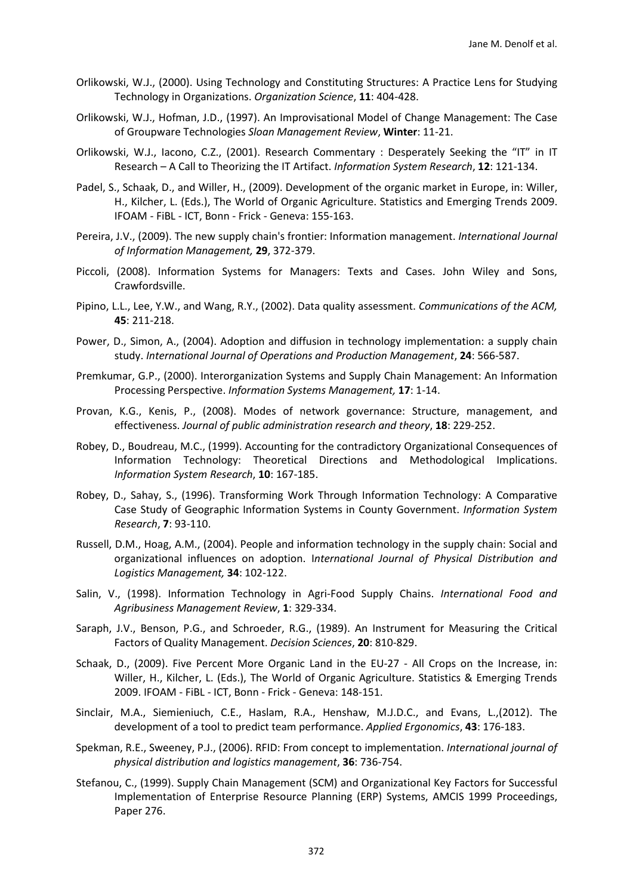Orlikowski, W.J., (2000). Using Technology and Constituting Structures: A Practice Lens for Studying Technology in Organizations. *Organization Science*, **11**: 404-428.

Orlikowski, W.J., Hofman, J.D., (1997). An Improvisational Model of Change Management: The Case of Groupware Technologies *Sloan Management Review*, **Winter**: 11-21.

Orlikowski, W.J., Iacono, C.Z., (2001). Research Commentary : Desperately Seeking the "IT" in IT Research – A Call to Theorizing the IT Artifact. *Information System Research*, **12**: 121-134.

Padel, S., Schaak, D., and Willer, H., (2009). Development of the organic market in Europe, in: Willer, H., Kilcher, L. (Eds.), The World of Organic Agriculture. Statistics and Emerging Trends 2009. IFOAM - FiBL - ICT, Bonn - Frick - Geneva: 155-163.

Pereira, J.V., (2009). The new supply chain's frontier: Information management. *International Journal of Information Management,* **29**, 372-379.

Piccoli, (2008). Information Systems for Managers: Texts and Cases. John Wiley and Sons, Crawfordsville.

Pipino, L.L., Lee, Y.W., and Wang, R.Y., (2002). Data quality assessment. *Communications of the ACM,* **45**: 211-218.

Power, D., Simon, A., (2004). Adoption and diffusion in technology implementation: a supply chain study. *International Journal of Operations and Production Management*, **24**: 566-587.

Premkumar, G.P., (2000). Interorganization Systems and Supply Chain Management: An Information Processing Perspective. *Information Systems Management,* **17**: 1-14.

Provan, K.G., Kenis, P., (2008). Modes of network governance: Structure, management, and effectiveness. *Journal of public administration research and theory*, **18**: 229-252.

Robey, D., Boudreau, M.C., (1999). Accounting for the contradictory Organizational Consequences of Information Technology: Theoretical Directions and Methodological Implications. *Information System Research*, **10**: 167-185.

Robey, D., Sahay, S., (1996). Transforming Work Through Information Technology: A Comparative Case Study of Geographic Information Systems in County Government. *Information System Research*, **7**: 93-110.

Russell, D.M., Hoag, A.M., (2004). People and information technology in the supply chain: Social and organizational influences on adoption. I*nternational Journal of Physical Distribution and Logistics Management,* **34**: 102-122.

Salin, V., (1998). Information Technology in Agri-Food Supply Chains. *International Food and Agribusiness Management Review*, **1**: 329-334.

Saraph, J.V., Benson, P.G., and Schroeder, R.G., (1989). An Instrument for Measuring the Critical Factors of Quality Management. *Decision Sciences*, **20**: 810-829.

Schaak, D., (2009). Five Percent More Organic Land in the EU-27 - All Crops on the Increase, in: Willer, H., Kilcher, L. (Eds.), The World of Organic Agriculture. Statistics & Emerging Trends 2009. IFOAM - FiBL - ICT, Bonn - Frick - Geneva: 148-151.

Sinclair, M.A., Siemieniuch, C.E., Haslam, R.A., Henshaw, M.J.D.C., and Evans, L.,(2012). The development of a tool to predict team performance. *Applied Ergonomics*, **43**: 176-183.

Spekman, R.E., Sweeney, P.J., (2006). RFID: From concept to implementation. *International journal of physical distribution and logistics management*, **36**: 736-754.

Stefanou, C., (1999). Supply Chain Management (SCM) and Organizational Key Factors for Successful Implementation of Enterprise Resource Planning (ERP) Systems, AMCIS 1999 Proceedings, Paper 276.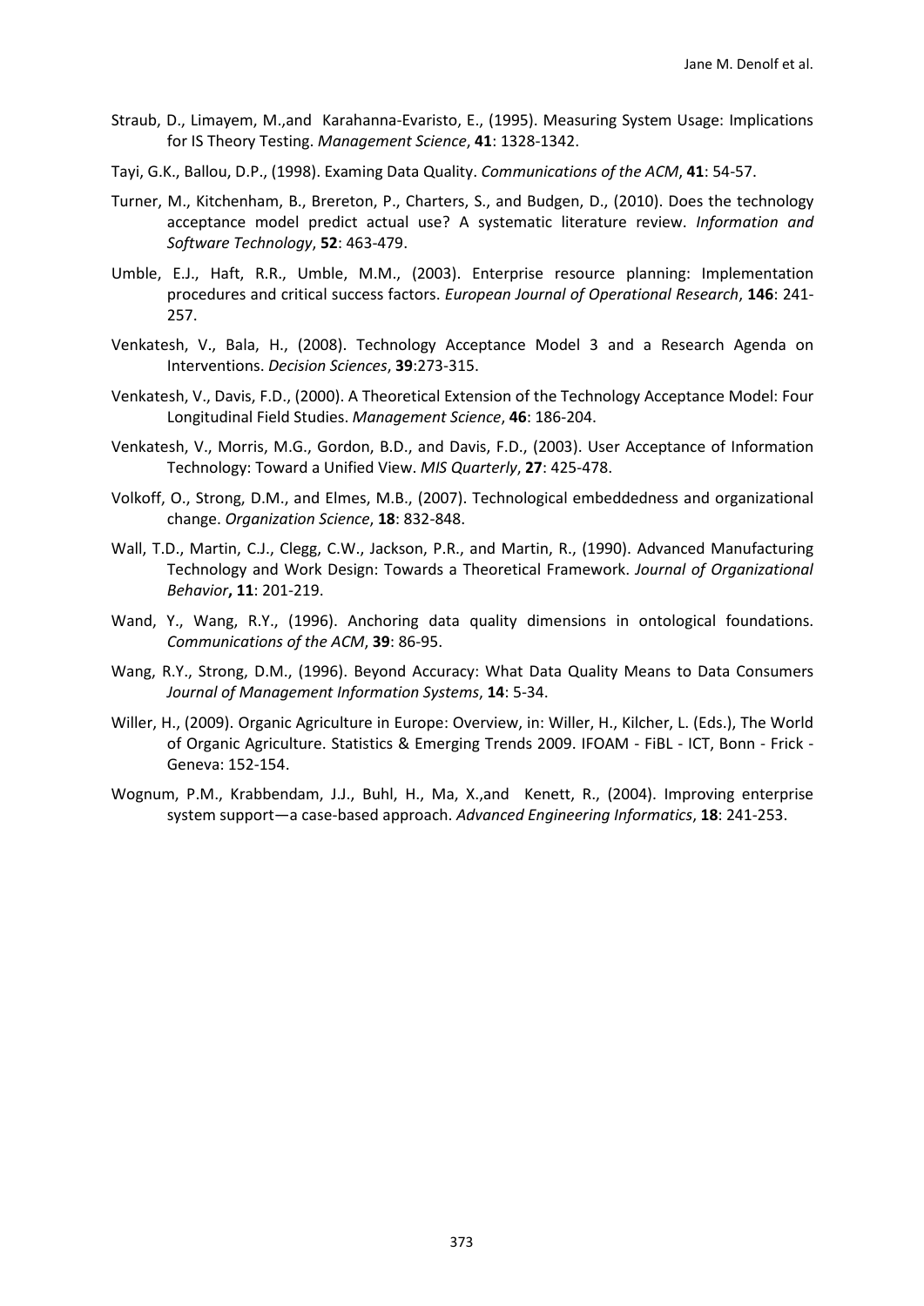Straub, D., Limayem, M.,and Karahanna-Evaristo, E., (1995). Measuring System Usage: Implications for IS Theory Testing. *Management Science*, **41**: 1328-1342.

Tayi, G.K., Ballou, D.P., (1998). Examing Data Quality. *Communications of the ACM*, **41**: 54-57.

Turner, M., Kitchenham, B., Brereton, P., Charters, S., and Budgen, D., (2010). Does the technology acceptance model predict actual use? A systematic literature review. *Information and Software Technology*, **52**: 463-479.

Umble, E.J., Haft, R.R., Umble, M.M., (2003). Enterprise resource planning: Implementation procedures and critical success factors. *European Journal of Operational Research*, **146**: 241-257.

Venkatesh, V., Bala, H., (2008). Technology Acceptance Model 3 and a Research Agenda on Interventions. *Decision Sciences*, **39**:273-315.

Venkatesh, V., Davis, F.D., (2000). A Theoretical Extension of the Technology Acceptance Model: Four Longitudinal Field Studies. *Management Science*, **46**: 186-204.

Venkatesh, V., Morris, M.G., Gordon, B.D., and Davis, F.D., (2003). User Acceptance of Information Technology: Toward a Unified View. *MIS Quarterly*, **27**: 425-478.

Volkoff, O., Strong, D.M., and Elmes, M.B., (2007). Technological embeddedness and organizational change. *Organization Science*, **18**: 832-848.

Wall, T.D., Martin, C.J., Clegg, C.W., Jackson, P.R., and Martin, R., (1990). Advanced Manufacturing Technology and Work Design: Towards a Theoretical Framework. *Journal of Organizational Behavior***, 11**: 201-219.

Wand, Y., Wang, R.Y., (1996). Anchoring data quality dimensions in ontological foundations. *Communications of the ACM*, **39**: 86-95.

Wang, R.Y., Strong, D.M., (1996). Beyond Accuracy: What Data Quality Means to Data Consumers *Journal of Management Information Systems*, **14**: 5-34.

Willer, H., (2009). Organic Agriculture in Europe: Overview, in: Willer, H., Kilcher, L. (Eds.), The World of Organic Agriculture. Statistics & Emerging Trends 2009. IFOAM - FiBL - ICT, Bonn - Frick - Geneva: 152-154.

Wognum, P.M., Krabbendam, J.J., Buhl, H., Ma, X.,and Kenett, R., (2004). Improving enterprise system support—a case-based approach. *Advanced Engineering Informatics*, **18**: 241-253.